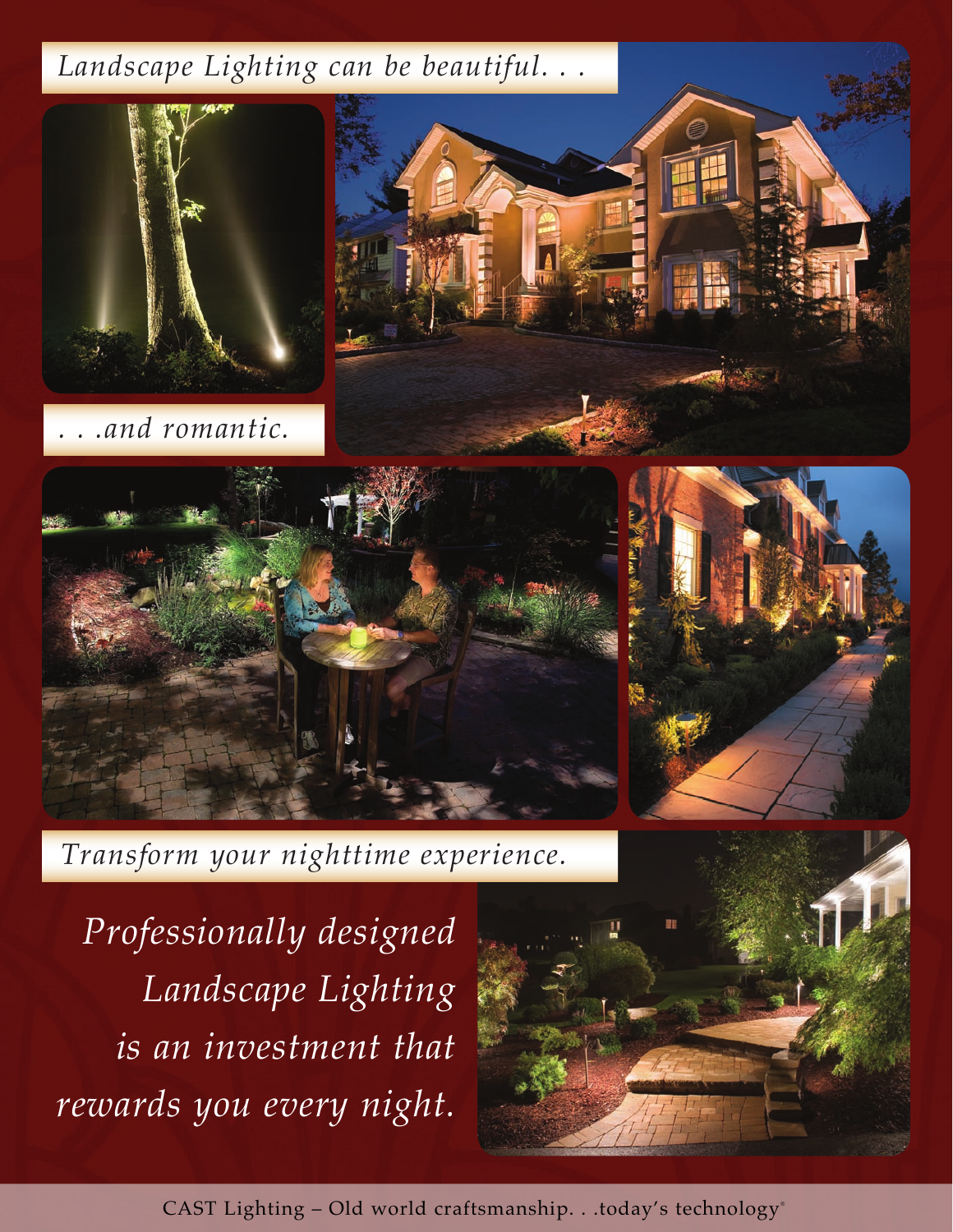*Landscape Lighting can be beautiful. . .*

*. . .and romantic.*

*Transform your nighttime experience.*

*Professionally designed Landscape Lighting is an investment that rewards you every night.*

CAST Lighting – Old world craftsmanship. . .today's technology®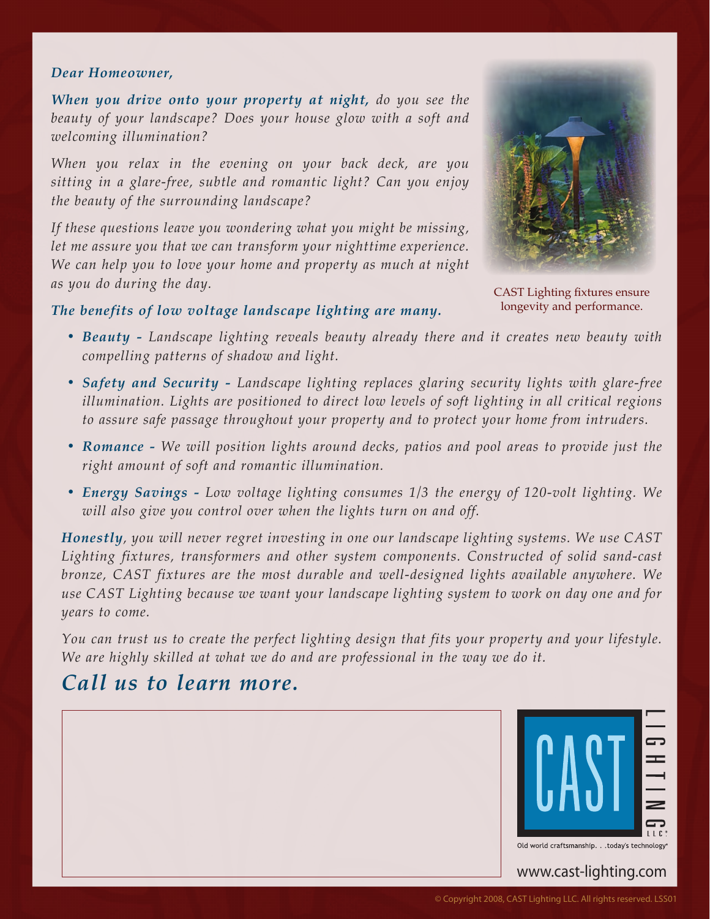***Dear Homeowner,***

***When you drive onto your property at night,*** *do you see the beauty of your landscape? Does your house glow with a soft and welcoming illumination?*

*When you relax in the evening on your back deck, are you sitting in a glare-free, subtle and romantic light? Can you enjoy the beauty of the surrounding landscape?*

*If these questions leave you wondering what you might be missing, let me assure you that we can transform your nighttime experience. We can help you to love your home and property as much at night as you do during the day.*

CAST Lighting fixtures ensure longevity and performance.

***The benefits of low voltage landscape lighting are many.***

- ***Beauty -*** *Landscape lighting reveals beauty already there and it creates new beauty with compelling patterns of shadow and light.*
- ***Safety and Security -*** *Landscape lighting replaces glaring security lights with glare-free illumination. Lights are positioned to direct low levels of soft lighting in all critical regions to assure safe passage throughout your property and to protect your home from intruders.*
- ***Romance -*** *We will position lights around decks, patios and pool areas to provide just the right amount of soft and romantic illumination.*
- ***Energy Savings -*** *Low voltage lighting consumes 1/3 the energy of 120-volt lighting. We will also give you control over when the lights turn on and off.*

***Honestly****, you will never regret investing in one our landscape lighting systems. We use CAST Lighting fixtures, transformers and other system components. Constructed of solid sand-cast bronze, CAST fixtures are the most durable and well-designed lights available anywhere. We use CAST Lighting because we want your landscape lighting system to work on day one and for years to come.*

*You can trust us to create the perfect lighting design that fits your property and your lifestyle. We are highly skilled at what we do and are professional in the way we do it.*

## *Call us to learn more.*

CAST LIGHTING LLC

Old world craftsmanship. . .today's technology

www.cast-lighting.com

© Copyright 2008, CAST Lighting LLC. All rights reserved. LSS01